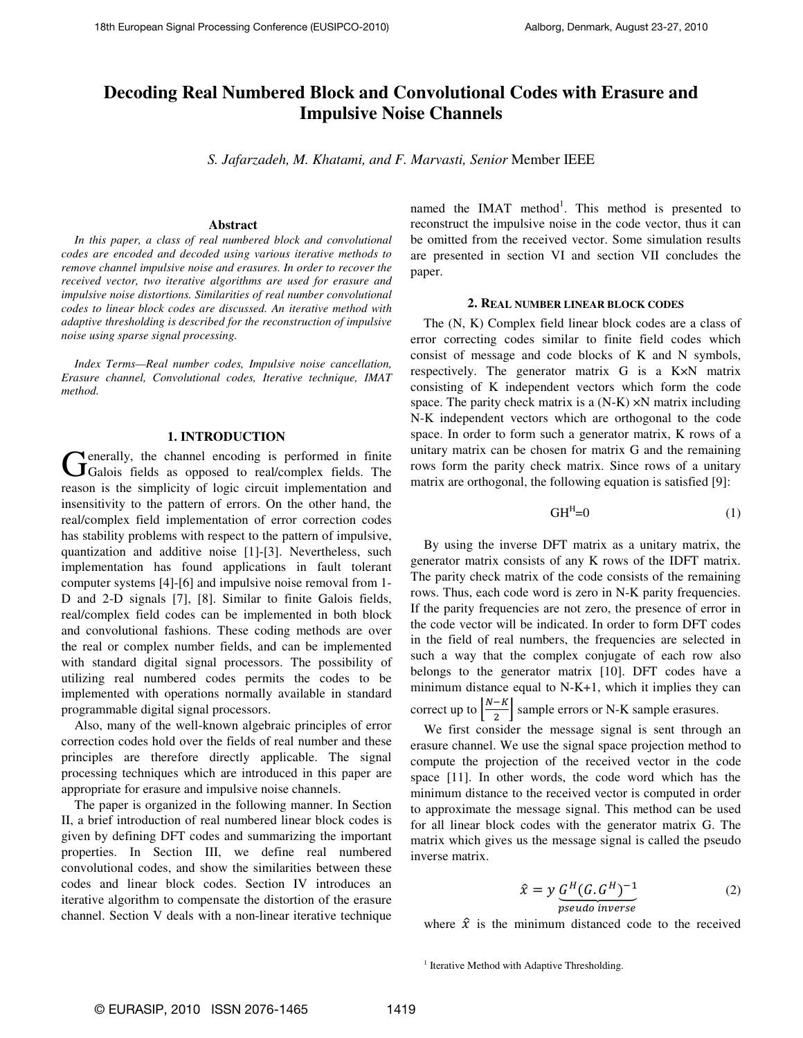# Decoding Real Numbered Block and Convolutional Codes with Erasure and Impulsive Noise Channels

*S. Jafarzadeh, M. Khatami, and F. Marvasti, Senior* Member IEEE

### Abstract

*In this paper, a class of real numbered block and convolutional codes are encoded and decoded using various iterative methods to remove channel impulsive noise and erasures. In order to recover the received vector, two iterative algorithms are used for erasure and impulsive noise distortions. Similarities of real number convolutional codes to linear block codes are discussed. An iterative method with adaptive thresholding is described for the reconstruction of impulsive noise using sparse signal processing.*

*Index Terms—Real number codes, Impulsive noise cancellation, Erasure channel, Convolutional codes, Iterative technique, IMAT method.*

## 1. INTRODUCTION

Generally, the channel encoding is performed in finite Galois fields as opposed to real/complex fields. The reason is the simplicity of logic circuit implementation and insensitivity to the pattern of errors. On the other hand, the real/complex field implementation of error correction codes has stability problems with respect to the pattern of impulsive, quantization and additive noise [1]-[3]. Nevertheless, such implementation has found applications in fault tolerant computer systems [4]-[6] and impulsive noise removal from 1-D and 2-D signals [7], [8]. Similar to finite Galois fields, real/complex field codes can be implemented in both block and convolutional fashions. These coding methods are over the real or complex number fields, and can be implemented with standard digital signal processors. The possibility of utilizing real numbered codes permits the codes to be implemented with operations normally available in standard programmable digital signal processors.

Also, many of the well-known algebraic principles of error correction codes hold over the fields of real number and these principles are therefore directly applicable. The signal processing techniques which are introduced in this paper are appropriate for erasure and impulsive noise channels.

The paper is organized in the following manner. In Section II, a brief introduction of real numbered linear block codes is given by defining DFT codes and summarizing the important properties. In Section III, we define real numbered convolutional codes, and show the similarities between these codes and linear block codes. Section IV introduces an iterative algorithm to compensate the distortion of the erasure channel. Section V deals with a non-linear iterative technique named the IMAT method[1]. This method is presented to reconstruct the impulsive noise in the code vector, thus it can be omitted from the received vector. Some simulation results are presented in section VI and section VII concludes the paper.

## 2. REAL NUMBER LINEAR BLOCK CODES

The (N, K) Complex field linear block codes are a class of error correcting codes similar to finite field codes which consist of message and code blocks of K and N symbols, respectively. The generator matrix G is a K×N matrix consisting of K independent vectors which form the code space. The parity check matrix is a (N-K) ×N matrix including N-K independent vectors which are orthogonal to the code space. In order to form such a generator matrix, K rows of a unitary matrix can be chosen for matrix G and the remaining rows form the parity check matrix. Since rows of a unitary matrix are orthogonal, the following equation is satisfied [9]:

$$GH^H=0 \tag{1}$$

By using the inverse DFT matrix as a unitary matrix, the generator matrix consists of any K rows of the IDFT matrix. The parity check matrix of the code consists of the remaining rows. Thus, each code word is zero in N-K parity frequencies. If the parity frequencies are not zero, the presence of error in the code vector will be indicated. In order to form DFT codes in the field of real numbers, the frequencies are selected in such a way that the complex conjugate of each row also belongs to the generator matrix [10]. DFT codes have a minimum distance equal to N-K+1, which it implies they can correct up to $\left\lfloor \frac{N-K}{2} \right\rfloor$ sample errors or N-K sample erasures.

We first consider the message signal is sent through an erasure channel. We use the signal space projection method to compute the projection of the received vector in the code space [11]. In other words, the code word which has the minimum distance to the received vector is computed in order to approximate the message signal. This method can be used for all linear block codes with the generator matrix G. The matrix which gives us the message signal is called the pseudo inverse matrix.

$$\hat{x} = y \underbrace{G^H(G.G^H)^{-1}}_{pseudo\ inverse} \tag{2}$$

where $\hat{x}$ is the minimum distanced code to the received

[1] Iterative Method with Adaptive Thresholding.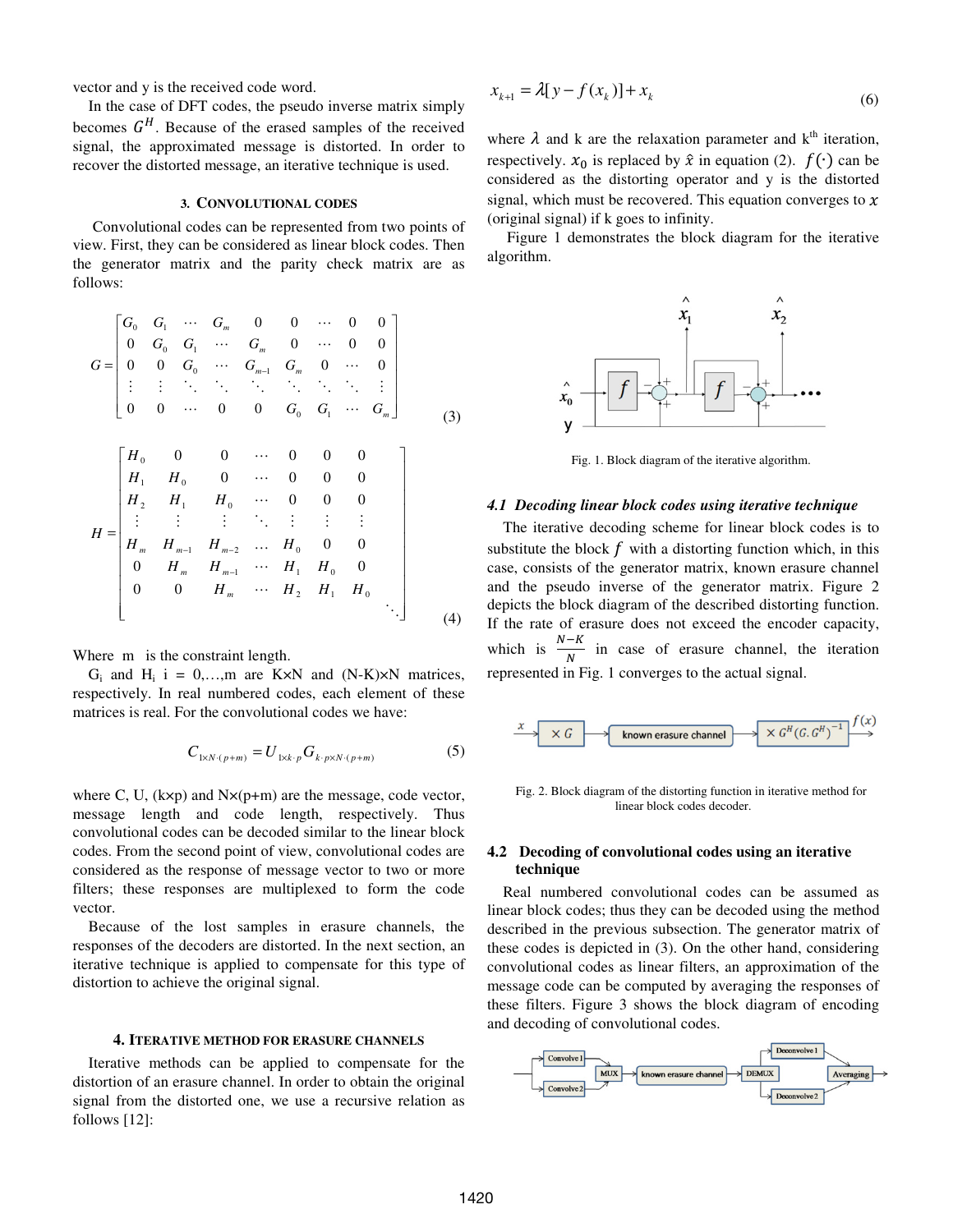vector and y is the received code word.

In the case of DFT codes, the pseudo inverse matrix simply becomes $G^H$. Because of the erased samples of the received signal, the approximated message is distorted. In order to recover the distorted message, an iterative technique is used.

## 3. Convolutional Codes

Convolutional codes can be represented from two points of view. First, they can be considered as linear block codes. Then the generator matrix and the parity check matrix are as follows:

$$G = \begin{bmatrix} G_0 & G_1 & \cdots & G_m & 0 & 0 & \cdots & 0 & 0 \\ 0 & G_0 & G_1 & \cdots & G_m & 0 & \cdots & 0 & 0 \\ 0 & 0 & G_0 & \cdots & G_{m-1} & G_m & 0 & \cdots & 0 \\ \vdots & \vdots & \ddots & \ddots & \ddots & \ddots & \ddots & \ddots & \vdots \\ 0 & 0 & \cdots & 0 & 0 & G_0 & G_1 & \cdots & G_m \end{bmatrix} \tag{3}$$

$$H = \begin{bmatrix} H_0 & 0 & 0 & \cdots & 0 & 0 & 0 & \\ H_1 & H_0 & 0 & \cdots & 0 & 0 & 0 & \\ H_2 & H_1 & H_0 & \cdots & 0 & 0 & 0 & \\ \vdots & \vdots & \vdots & \ddots & \vdots & \vdots & \vdots & \\ H_m & H_{m-1} & H_{m-2} & \cdots & H_0 & 0 & 0 & \\ 0 & H_m & H_{m-1} & \cdots & H_1 & H_0 & 0 & \\ 0 & 0 & H_m & \cdots & H_2 & H_1 & H_0 & \\ & & & & & & & \ddots \end{bmatrix} \tag{4}$$

Where m is the constraint length.

$G_i$ and $H_i$ $i = 0,\ldots,m$ are K×N and (N-K)×N matrices, respectively. In real numbered codes, each element of these matrices is real. For the convolutional codes we have:

$$C_{1\times N\cdot(p+m)} = U_{1\times k\cdot p} G_{k\cdot p\times N\cdot(p+m)} \tag{5}$$

where C, U, (k×p) and N×(p+m) are the message, code vector, message length and code length, respectively. Thus convolutional codes can be decoded similar to the linear block codes. From the second point of view, convolutional codes are considered as the response of message vector to two or more filters; these responses are multiplexed to form the code vector.

Because of the lost samples in erasure channels, the responses of the decoders are distorted. In the next section, an iterative technique is applied to compensate for this type of distortion to achieve the original signal.

## 4. Iterative Method for Erasure Channels

Iterative methods can be applied to compensate for the distortion of an erasure channel. In order to obtain the original signal from the distorted one, we use a recursive relation as follows [12]:

$$x_{k+1} = \lambda[y - f(x_k)] + x_k \tag{6}$$

where $\lambda$ and k are the relaxation parameter and k[th] iteration, respectively. $x_0$ is replaced by $\hat{x}$ in equation (2). $f(\cdot)$ can be considered as the distorting operator and y is the distorted signal, which must be recovered. This equation converges to $x$ (original signal) if k goes to infinity.

Figure 1 demonstrates the block diagram for the iterative algorithm.

$\hat{x}_1$

$\hat{x}_2$

$\hat{x}_0$

y

f

f

Fig. 1. Block diagram of the iterative algorithm.

### 4.1 Decoding linear block codes using iterative technique

The iterative decoding scheme for linear block codes is to substitute the block $f$ with a distorting function which, in this case, consists of the generator matrix, known erasure channel and the pseudo inverse of the generator matrix. Figure 2 depicts the block diagram of the described distorting function. If the rate of erasure does not exceed the encoder capacity, which is $\frac{N-K}{N}$ in case of erasure channel, the iteration represented in Fig. 1 converges to the actual signal.

x

$\times G$

known erasure channel

$\times G^H(G.G^H)^{-1}$

$f(x)$

Fig. 2. Block diagram of the distorting function in iterative method for linear block codes decoder.

### 4.2 Decoding of convolutional codes using an iterative technique

Real numbered convolutional codes can be assumed as linear block codes; thus they can be decoded using the method described in the previous subsection. The generator matrix of these codes is depicted in (3). On the other hand, considering convolutional codes as linear filters, an approximation of the message code can be computed by averaging the responses of these filters. Figure 3 shows the block diagram of encoding and decoding of convolutional codes.

Convolve1

Convolve2

MUX

known erasure channel

DEMUX

Deconvolve1

Deconvolve2

Averaging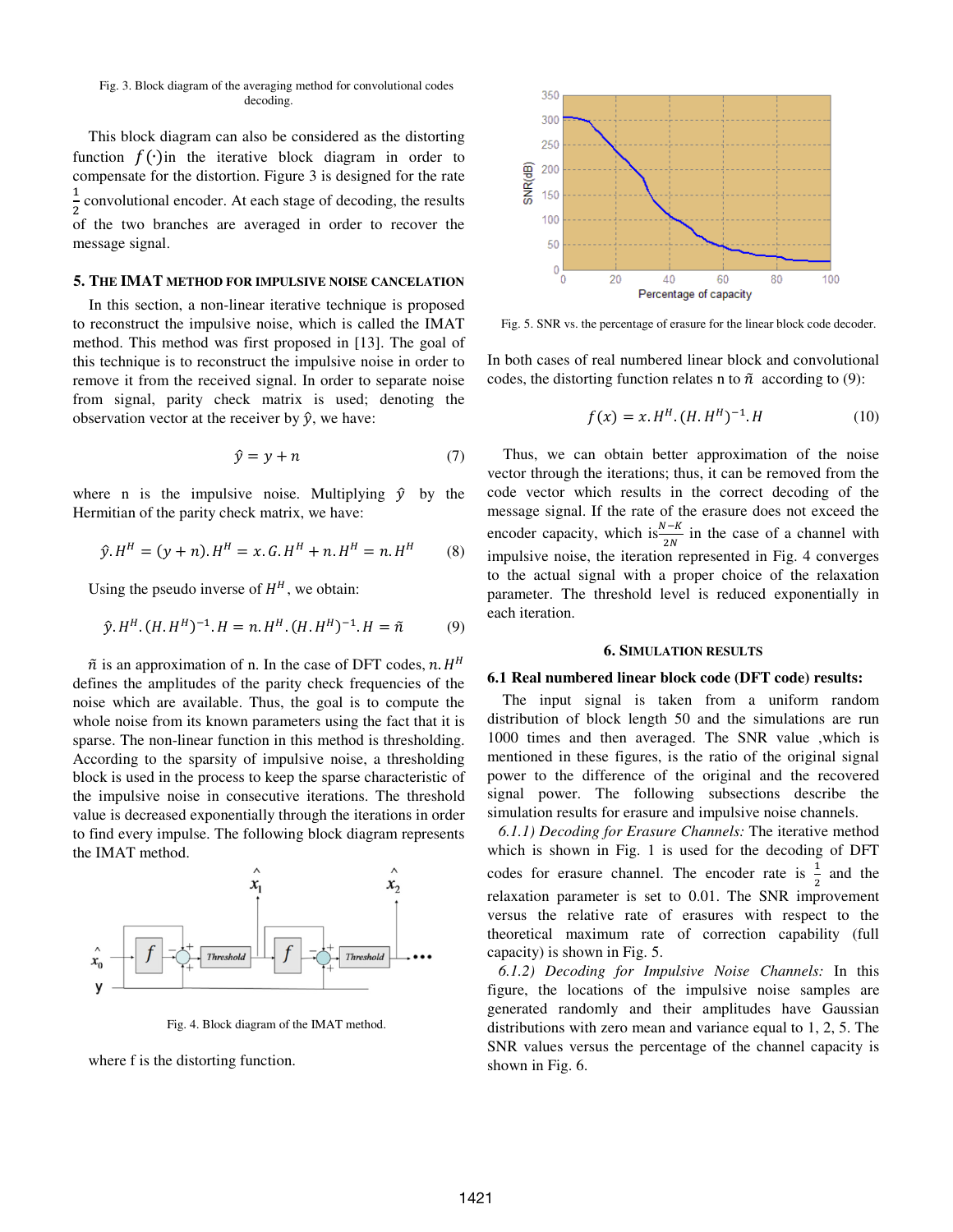Fig. 3. Block diagram of the averaging method for convolutional codes decoding.

This block diagram can also be considered as the distorting function $f(\cdot)$in the iterative block diagram in order to compensate for the distortion. Figure 3 is designed for the rate $\frac{1}{2}$ convolutional encoder. At each stage of decoding, the results of the two branches are averaged in order to recover the message signal.

## 5. The IMAT method for impulsive noise cancelation

In this section, a non-linear iterative technique is proposed to reconstruct the impulsive noise, which is called the IMAT method. This method was first proposed in [13]. The goal of this technique is to reconstruct the impulsive noise in order to remove it from the received signal. In order to separate noise from signal, parity check matrix is used; denoting the observation vector at the receiver by $\hat{y}$, we have:

$$\hat{y} = y + n \tag{7}$$

where n is the impulsive noise. Multiplying $\hat{y}$ by the Hermitian of the parity check matrix, we have:

$$\hat{y}.H^H = (y+n).H^H = x.G.H^H + n.H^H = n.H^H \tag{8}$$

Using the pseudo inverse of $H^H$, we obtain:

$$\hat{y}.H^H.(H.H^H)^{-1}.H = n.H^H.(H.H^H)^{-1}.H = \tilde{n} \tag{9}$$

$\tilde{n}$ is an approximation of n. In the case of DFT codes, $n.H^H$ defines the amplitudes of the parity check frequencies of the noise which are available. Thus, the goal is to compute the whole noise from its known parameters using the fact that it is sparse. The non-linear function in this method is thresholding. According to the sparsity of impulsive noise, a thresholding block is used in the process to keep the sparse characteristic of the impulsive noise in consecutive iterations. The threshold value is decreased exponentially through the iterations in order to find every impulse. The following block diagram represents the IMAT method.

$\hat{x}_0$
y
f
Threshold
$\hat{x}_1$
f
Threshold
$\hat{x}_2$

Fig. 4. Block diagram of the IMAT method.

where f is the distorting function.

350
300
250
200
150
100
50
0
SNR(dB)
0
20
40
60
80
100
Percentage of capacity

Fig. 5. SNR vs. the percentage of erasure for the linear block code decoder.

In both cases of real numbered linear block and convolutional codes, the distorting function relates n to $\tilde{n}$ according to (9):

$$f(x) = x.H^H.(H.H^H)^{-1}.H \tag{10}$$

Thus, we can obtain better approximation of the noise vector through the iterations; thus, it can be removed from the code vector which results in the correct decoding of the message signal. If the rate of the erasure does not exceed the encoder capacity, which is $\frac{N-K}{2N}$ in the case of a channel with impulsive noise, the iteration represented in Fig. 4 converges to the actual signal with a proper choice of the relaxation parameter. The threshold level is reduced exponentially in each iteration.

## 6. Simulation results

### 6.1 Real numbered linear block code (DFT code) results:

The input signal is taken from a uniform random distribution of block length 50 and the simulations are run 1000 times and then averaged. The SNR value ,which is mentioned in these figures, is the ratio of the original signal power to the difference of the original and the recovered signal power. The following subsections describe the simulation results for erasure and impulsive noise channels.

*6.1.1) Decoding for Erasure Channels:* The iterative method which is shown in Fig. 1 is used for the decoding of DFT codes for erasure channel. The encoder rate is $\frac{1}{2}$ and the relaxation parameter is set to 0.01. The SNR improvement versus the relative rate of erasures with respect to the theoretical maximum rate of correction capability (full capacity) is shown in Fig. 5.

*6.1.2) Decoding for Impulsive Noise Channels:* In this figure, the locations of the impulsive noise samples are generated randomly and their amplitudes have Gaussian distributions with zero mean and variance equal to 1, 2, 5. The SNR values versus the percentage of the channel capacity is shown in Fig. 6.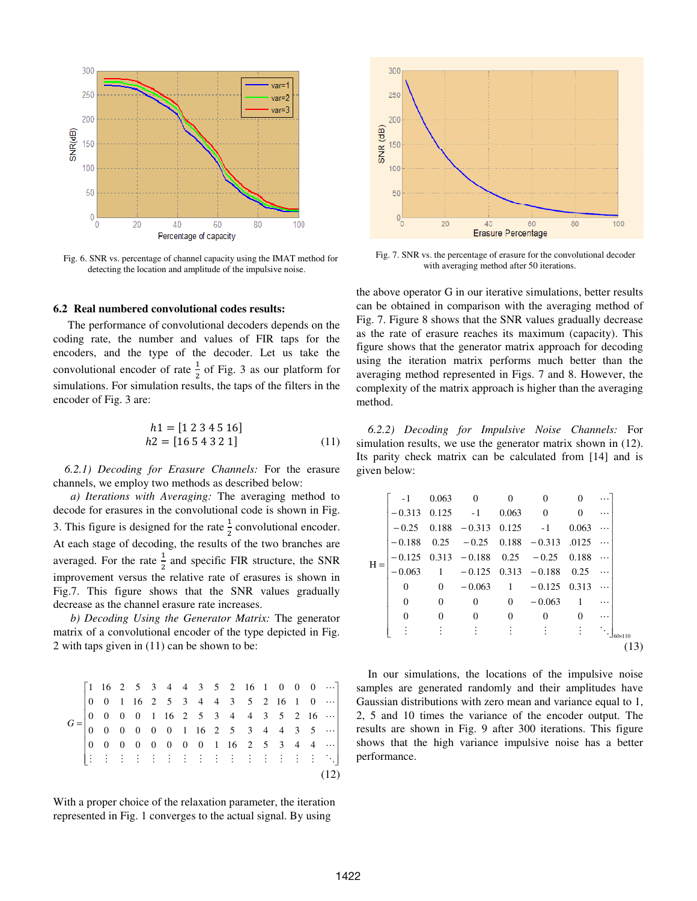300
250
200
150
100
50
0
0
20
40
60
80
100
SNR(dB)
Percentage of capacity
var=1
var=2
var=3

Fig. 6. SNR vs. percentage of channel capacity using the IMAT method for detecting the location and amplitude of the impulsive noise.

300
250
200
150
100
50
0
0
20
40
60
80
100
SNR (dB)
Erasure Percentage

Fig. 7. SNR vs. the percentage of erasure for the convolutional decoder with averaging method after 50 iterations.

### 6.2 Real numbered convolutional codes results:

The performance of convolutional decoders depends on the coding rate, the number and values of FIR taps for the encoders, and the type of the decoder. Let us take the convolutional encoder of rate $\frac{1}{2}$ of Fig. 3 as our platform for simulations. For simulation results, the taps of the filters in the encoder of Fig. 3 are:

$$h1 = [1\ 2\ 3\ 4\ 5\ 16]$$
$$h2 = [16\ 5\ 4\ 3\ 2\ 1] \tag{11}$$

*6.2.1) Decoding for Erasure Channels:* For the erasure channels, we employ two methods as described below:

*a) Iterations with Averaging:* The averaging method to decode for erasures in the convolutional code is shown in Fig. 3. This figure is designed for the rate $\frac{1}{2}$ convolutional encoder. At each stage of decoding, the results of the two branches are averaged. For the rate $\frac{1}{2}$ and specific FIR structure, the SNR improvement versus the relative rate of erasures is shown in Fig.7. This figure shows that the SNR values gradually decrease as the channel erasure rate increases.

*b) Decoding Using the Generator Matrix:* The generator matrix of a convolutional encoder of the type depicted in Fig. 2 with taps given in (11) can be shown to be:

$$G = \begin{bmatrix} 1 & 16 & 2 & 5 & 3 & 4 & 4 & 3 & 5 & 2 & 16 & 1 & 0 & 0 & 0 & \cdots \\ 0 & 0 & 1 & 16 & 2 & 5 & 3 & 4 & 4 & 3 & 5 & 2 & 16 & 1 & 0 & \cdots \\ 0 & 0 & 0 & 0 & 1 & 16 & 2 & 5 & 3 & 4 & 4 & 3 & 5 & 2 & 16 & \cdots \\ 0 & 0 & 0 & 0 & 0 & 0 & 1 & 16 & 2 & 5 & 3 & 4 & 4 & 3 & 5 & \cdots \\ 0 & 0 & 0 & 0 & 0 & 0 & 0 & 0 & 1 & 16 & 2 & 5 & 3 & 4 & 4 & \cdots \\ \vdots & \vdots & \vdots & \vdots & \vdots & \vdots & \vdots & \vdots & \vdots & \vdots & \vdots & \vdots & \vdots & \vdots & \vdots & \ddots \end{bmatrix} \tag{12}$$

With a proper choice of the relaxation parameter, the iteration represented in Fig. 1 converges to the actual signal. By using the above operator G in our iterative simulations, better results can be obtained in comparison with the averaging method of Fig. 7. Figure 8 shows that the SNR values gradually decrease as the rate of erasure reaches its maximum (capacity). This figure shows that the generator matrix approach for decoding using the iteration matrix performs much better than the averaging method represented in Figs. 7 and 8. However, the complexity of the matrix approach is higher than the averaging method.

*6.2.2) Decoding for Impulsive Noise Channels:* For simulation results, we use the generator matrix shown in (12). Its parity check matrix can be calculated from [14] and is given below:

$$H = \begin{bmatrix} -1 & 0.063 & 0 & 0 & 0 & 0 & \cdots \\ -0.313 & 0.125 & -1 & 0.063 & 0 & 0 & \cdots \\ -0.25 & 0.188 & -0.313 & 0.125 & -1 & 0.063 & \cdots \\ -0.188 & 0.25 & -0.25 & 0.188 & -0.313 & .0125 & \cdots \\ -0.125 & 0.313 & -0.188 & 0.25 & -0.25 & 0.188 & \cdots \\ -0.063 & 1 & -0.125 & 0.313 & -0.188 & 0.25 & \cdots \\ 0 & 0 & -0.063 & 1 & -0.125 & 0.313 & \cdots \\ 0 & 0 & 0 & 0 & -0.063 & 1 & \cdots \\ 0 & 0 & 0 & 0 & 0 & 0 & \cdots \\ \vdots & \vdots & \vdots & \vdots & \vdots & \vdots & \ddots \end{bmatrix}_{60\times110} \tag{13}$$

In our simulations, the locations of the impulsive noise samples are generated randomly and their amplitudes have Gaussian distributions with zero mean and variance equal to 1, 2, 5 and 10 times the variance of the encoder output. The results are shown in Fig. 9 after 300 iterations. This figure shows that the high variance impulsive noise has a better performance.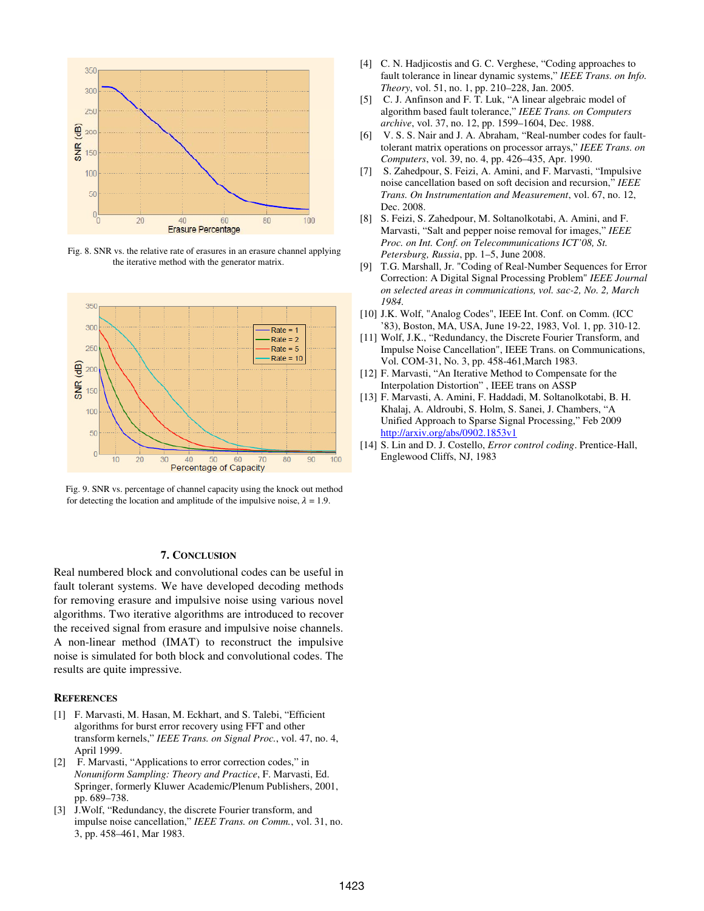350
300
250
200
150
100
50
0
SNR (dB)
0
20
40
60
80
100
Erasure Percentage

Fig. 8. SNR vs. the relative rate of erasures in an erasure channel applying the iterative method with the generator matrix.

350
300
250
200
150
100
50
0
SNR (dB)
10
20
30
40
50
60
70
80
90
100
Percentage of Capacity
Rate = 1
Rate = 2
Rate = 5
Rate = 10

Fig. 9. SNR vs. percentage of channel capacity using the knock out method for detecting the location and amplitude of the impulsive noise, $\lambda = 1.9$.

## 7. Conclusion

Real numbered block and convolutional codes can be useful in fault tolerant systems. We have developed decoding methods for removing erasure and impulsive noise using various novel algorithms. Two iterative algorithms are introduced to recover the received signal from erasure and impulsive noise channels. A non-linear method (IMAT) to reconstruct the impulsive noise is simulated for both block and convolutional codes. The results are quite impressive.

## References

[1] F. Marvasti, M. Hasan, M. Eckhart, and S. Talebi, "Efficient algorithms for burst error recovery using FFT and other transform kernels," *IEEE Trans. on Signal Proc.*, vol. 47, no. 4, April 1999.

[2] F. Marvasti, "Applications to error correction codes," in *Nonuniform Sampling: Theory and Practice*, F. Marvasti, Ed. Springer, formerly Kluwer Academic/Plenum Publishers, 2001, pp. 689–738.

[3] J.Wolf, "Redundancy, the discrete Fourier transform, and impulse noise cancellation," *IEEE Trans. on Comm.*, vol. 31, no. 3, pp. 458–461, Mar 1983.

[4] C. N. Hadjicostis and G. C. Verghese, "Coding approaches to fault tolerance in linear dynamic systems," *IEEE Trans. on Info. Theory*, vol. 51, no. 1, pp. 210–228, Jan. 2005.

[5] C. J. Anfinson and F. T. Luk, "A linear algebraic model of algorithm based fault tolerance," *IEEE Trans. on Computers archive*, vol. 37, no. 12, pp. 1599–1604, Dec. 1988.

[6] V. S. S. Nair and J. A. Abraham, "Real-number codes for fault-tolerant matrix operations on processor arrays," *IEEE Trans. on Computers*, vol. 39, no. 4, pp. 426–435, Apr. 1990.

[7] S. Zahedpour, S. Feizi, A. Amini, and F. Marvasti, "Impulsive noise cancellation based on soft decision and recursion," *IEEE Trans. On Instrumentation and Measurement*, vol. 67, no. 12, Dec. 2008.

[8] S. Feizi, S. Zahedpour, M. Soltanolkotabi, A. Amini, and F. Marvasti, "Salt and pepper noise removal for images," *IEEE Proc. on Int. Conf. on Telecommunications ICT'08, St. Petersburg, Russia*, pp. 1–5, June 2008.

[9] T.G. Marshall, Jr. "Coding of Real-Number Sequences for Error Correction: A Digital Signal Processing Problem" *IEEE Journal on selected areas in communications, vol. sac-2, No. 2, March 1984.*

[10] J.K. Wolf, "Analog Codes", IEEE Int. Conf. on Comm. (ICC '83), Boston, MA, USA, June 19-22, 1983, Vol. 1, pp. 310-12.

[11] Wolf, J.K., "Redundancy, the Discrete Fourier Transform, and Impulse Noise Cancellation", IEEE Trans. on Communications, Vol. COM-31, No. 3, pp. 458-461,March 1983.

[12] F. Marvasti, "An Iterative Method to Compensate for the Interpolation Distortion" , IEEE trans on ASSP

[13] F. Marvasti, A. Amini, F. Haddadi, M. Soltanolkotabi, B. H. Khalaj, A. Aldroubi, S. Holm, S. Sanei, J. Chambers, "A Unified Approach to Sparse Signal Processing," Feb 2009 http://arxiv.org/abs/0902.1853v1

[14] S. Lin and D. J. Costello, *Error control coding*. Prentice-Hall, Englewood Cliffs, NJ, 1983